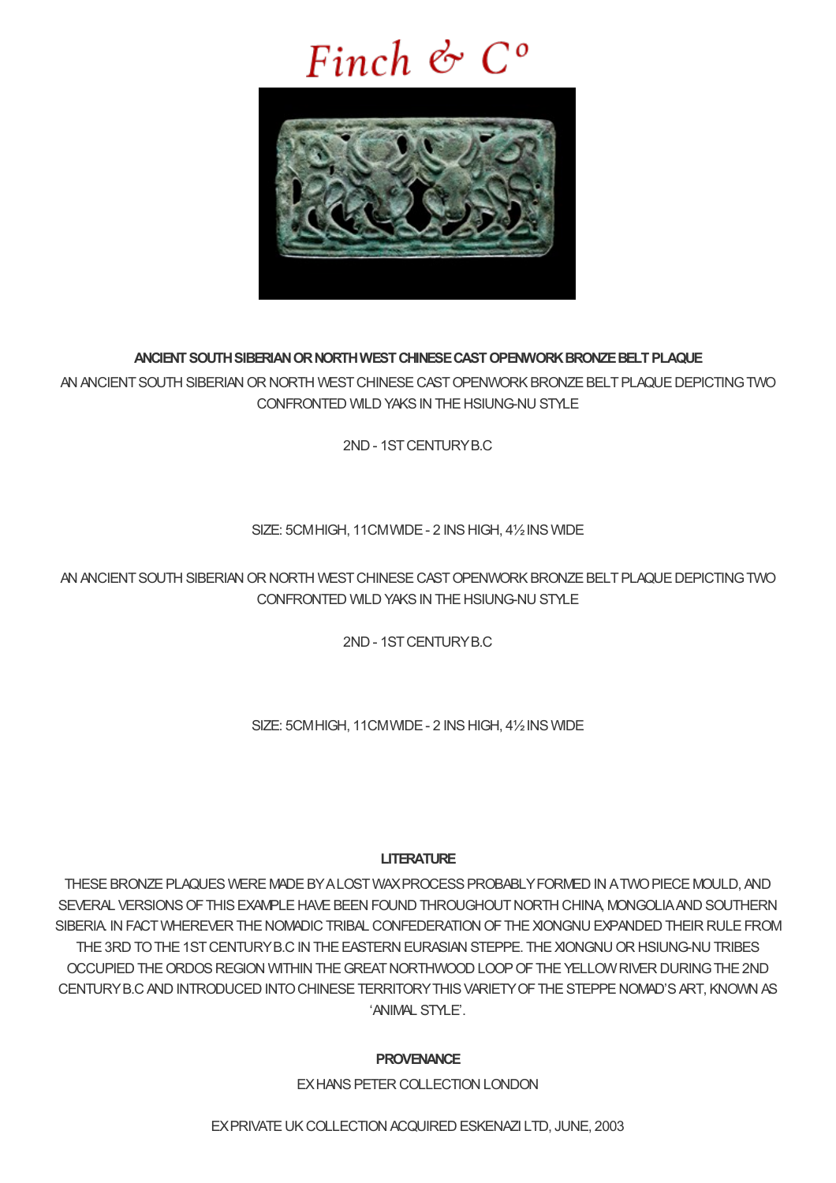# Finch & Co

**ANCIENT SOUTH SIBERIAN OR NORTH WEST CHINESE CAST OPENWORK BRONZE BELT PLAQUE**

AN ANCIENT SOUTH SIBERIAN OR NORTH WEST CHINESE CAST OPENWORK BRONZE BELT PLAQUE DEPICTING TWO CONFRONTED WILD YAKS IN THE HSIUNG-NU STYLE

2ND - 1ST CENTURY B.C

SIZE: 5CM HIGH, 11CM WIDE - 2 INS HIGH, 4½ INS WIDE

AN ANCIENT SOUTH SIBERIAN OR NORTH WEST CHINESE CAST OPENWORK BRONZE BELT PLAQUE DEPICTING TWO CONFRONTED WILD YAKS IN THE HSIUNG-NU STYLE

2ND - 1ST CENTURY B.C

SIZE: 5CM HIGH, 11CM WIDE - 2 INS HIGH, 4½ INS WIDE

**LITERATURE**

THESE BRONZE PLAQUES WERE MADE BY A LOST WAX PROCESS PROBABLY FORMED IN A TWO PIECE MOULD, AND SEVERAL VERSIONS OF THIS EXAMPLE HAVE BEEN FOUND THROUGHOUT NORTH CHINA, MONGOLIA AND SOUTHERN SIBERIA. IN FACT WHEREVER THE NOMADIC TRIBAL CONFEDERATION OF THE XIONGNU EXPANDED THEIR RULE FROM THE 3RD TO THE 1ST CENTURY B.C IN THE EASTERN EURASIAN STEPPE. THE XIONGNU OR HSIUNG-NU TRIBES OCCUPIED THE ORDOS REGION WITHIN THE GREAT NORTHWOOD LOOP OF THE YELLOW RIVER DURING THE 2ND CENTURY B.C AND INTRODUCED INTO CHINESE TERRITORY THIS VARIETY OF THE STEPPE NOMAD'S ART, KNOWN AS 'ANIMAL STYLE'.

**PROVENANCE**

EX HANS PETER COLLECTION LONDON

EX PRIVATE UK COLLECTION ACQUIRED ESKENAZI LTD, JUNE, 2003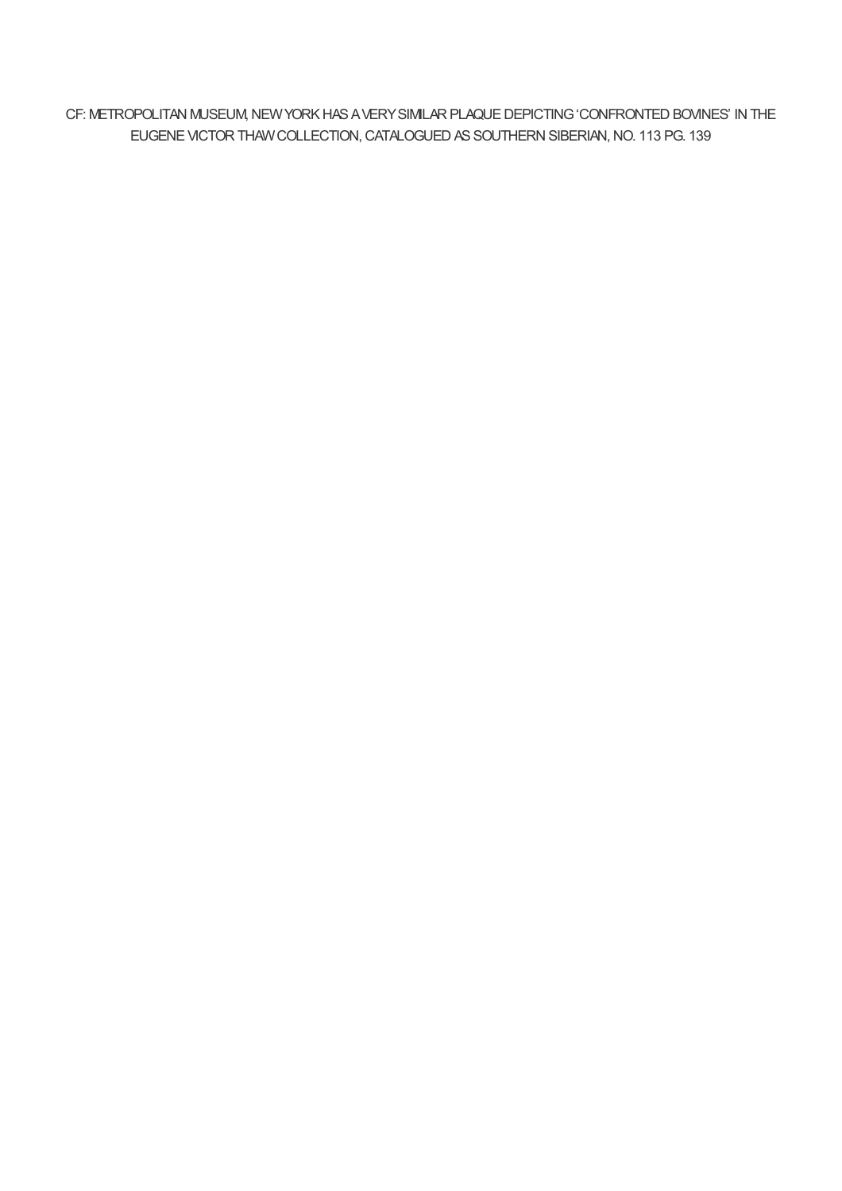CF: METROPOLITAN MUSEUM, NEW YORK HAS A VERY SIMILAR PLAQUE DEPICTING 'CONFRONTED BOVINES' IN THE EUGENE VICTOR THAW COLLECTION, CATALOGUED AS SOUTHERN SIBERIAN, NO. 113 PG. 139